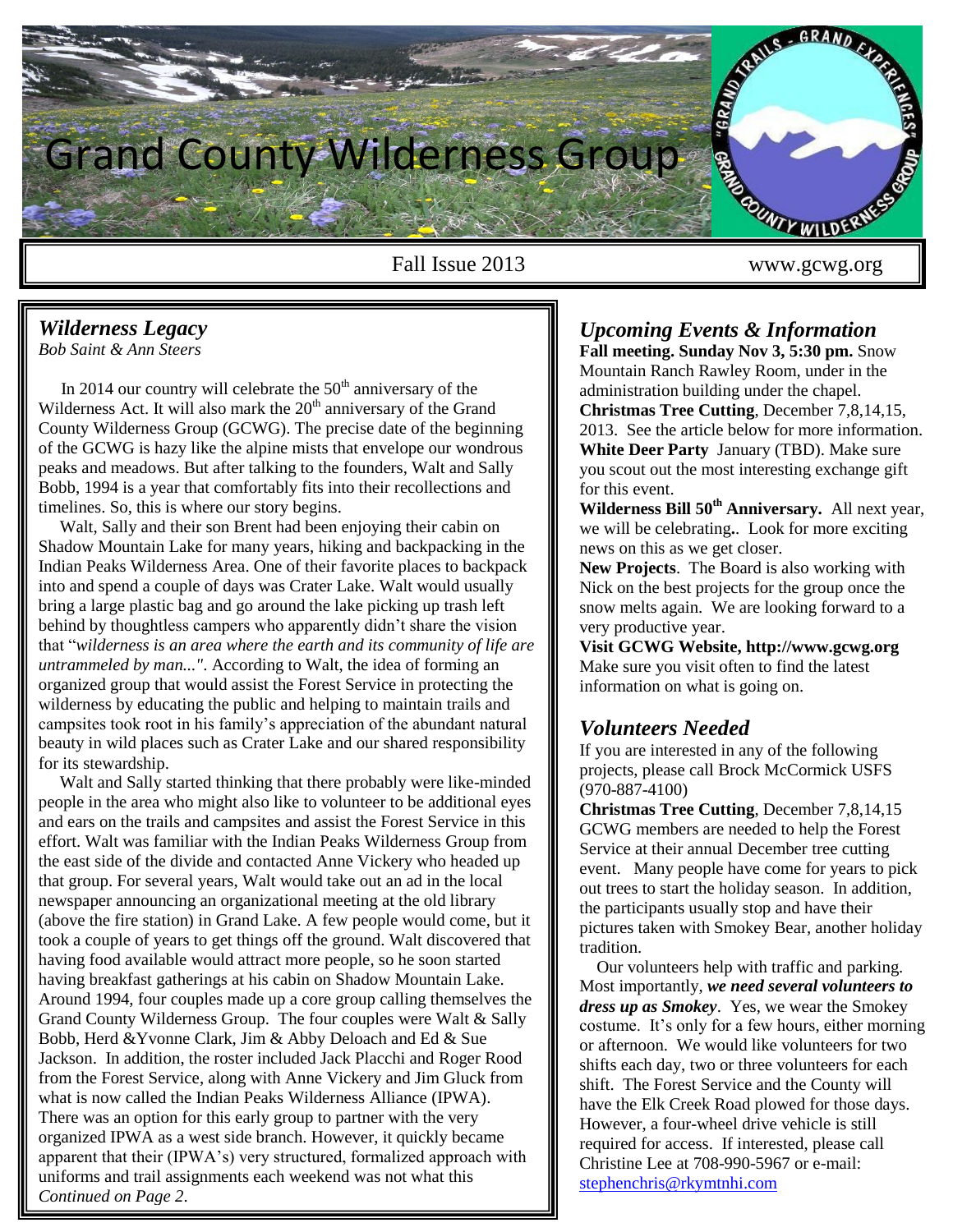# Grand County Wilderness Group

Fall Issue 2013 www.gcwg.org

## *Wilderness Legacy*

*Bob Saint & Ann Steers*

In 2014 our country will celebrate the 50th anniversary of the Wilderness Act. It will also mark the 20th anniversary of the Grand County Wilderness Group (GCWG). The precise date of the beginning of the GCWG is hazy like the alpine mists that envelope our wondrous peaks and meadows. But after talking to the founders, Walt and Sally Bobb, 1994 is a year that comfortably fits into their recollections and timelines. So, this is where our story begins.

Walt, Sally and their son Brent had been enjoying their cabin on Shadow Mountain Lake for many years, hiking and backpacking in the Indian Peaks Wilderness Area. One of their favorite places to backpack into and spend a couple of days was Crater Lake. Walt would usually bring a large plastic bag and go around the lake picking up trash left behind by thoughtless campers who apparently didn't share the vision that "*wilderness is an area where the earth and its community of life are untrammeled by man...".* According to Walt, the idea of forming an organized group that would assist the Forest Service in protecting the wilderness by educating the public and helping to maintain trails and campsites took root in his family's appreciation of the abundant natural beauty in wild places such as Crater Lake and our shared responsibility for its stewardship.

Walt and Sally started thinking that there probably were like-minded people in the area who might also like to volunteer to be additional eyes and ears on the trails and campsites and assist the Forest Service in this effort. Walt was familiar with the Indian Peaks Wilderness Group from the east side of the divide and contacted Anne Vickery who headed up that group. For several years, Walt would take out an ad in the local newspaper announcing an organizational meeting at the old library (above the fire station) in Grand Lake. A few people would come, but it took a couple of years to get things off the ground. Walt discovered that having food available would attract more people, so he soon started having breakfast gatherings at his cabin on Shadow Mountain Lake. Around 1994, four couples made up a core group calling themselves the Grand County Wilderness Group. The four couples were Walt & Sally Bobb, Herd &Yvonne Clark, Jim & Abby Deloach and Ed & Sue Jackson. In addition, the roster included Jack Placchi and Roger Rood from the Forest Service, along with Anne Vickery and Jim Gluck from what is now called the Indian Peaks Wilderness Alliance (IPWA). There was an option for this early group to partner with the very organized IPWA as a west side branch. However, it quickly became apparent that their (IPWA's) very structured, formalized approach with uniforms and trail assignments each weekend was not what this

*Continued on Page 2*.

## *Upcoming Events & Information*

**Fall meeting. Sunday Nov 3, 5:30 pm.** Snow Mountain Ranch Rawley Room, under in the administration building under the chapel.

**Christmas Tree Cutting**, December 7,8,14,15, 2013. See the article below for more information.

**White Deer Party** January (TBD). Make sure you scout out the most interesting exchange gift for this event.

**Wilderness Bill 50th Anniversary.** All next year, we will be celebrating**..** Look for more exciting news on this as we get closer.

**New Projects**. The Board is also working with Nick on the best projects for the group once the snow melts again. We are looking forward to a very productive year.

**Visit GCWG Website, http://www.gcwg.org** Make sure you visit often to find the latest information on what is going on.

## *Volunteers Needed*

If you are interested in any of the following projects, please call Brock McCormick USFS (970-887-4100)

**Christmas Tree Cutting**, December 7,8,14,15 GCWG members are needed to help the Forest Service at their annual December tree cutting event. Many people have come for years to pick out trees to start the holiday season. In addition, the participants usually stop and have their pictures taken with Smokey Bear, another holiday tradition.

Our volunteers help with traffic and parking. Most importantly, ***we need several volunteers to dress up as Smokey***. Yes, we wear the Smokey costume. It's only for a few hours, either morning or afternoon. We would like volunteers for two shifts each day, two or three volunteers for each shift. The Forest Service and the County will have the Elk Creek Road plowed for those days. However, a four-wheel drive vehicle is still required for access. If interested, please call Christine Lee at 708-990-5967 or e-mail: stephenchris@rkymtnhi.com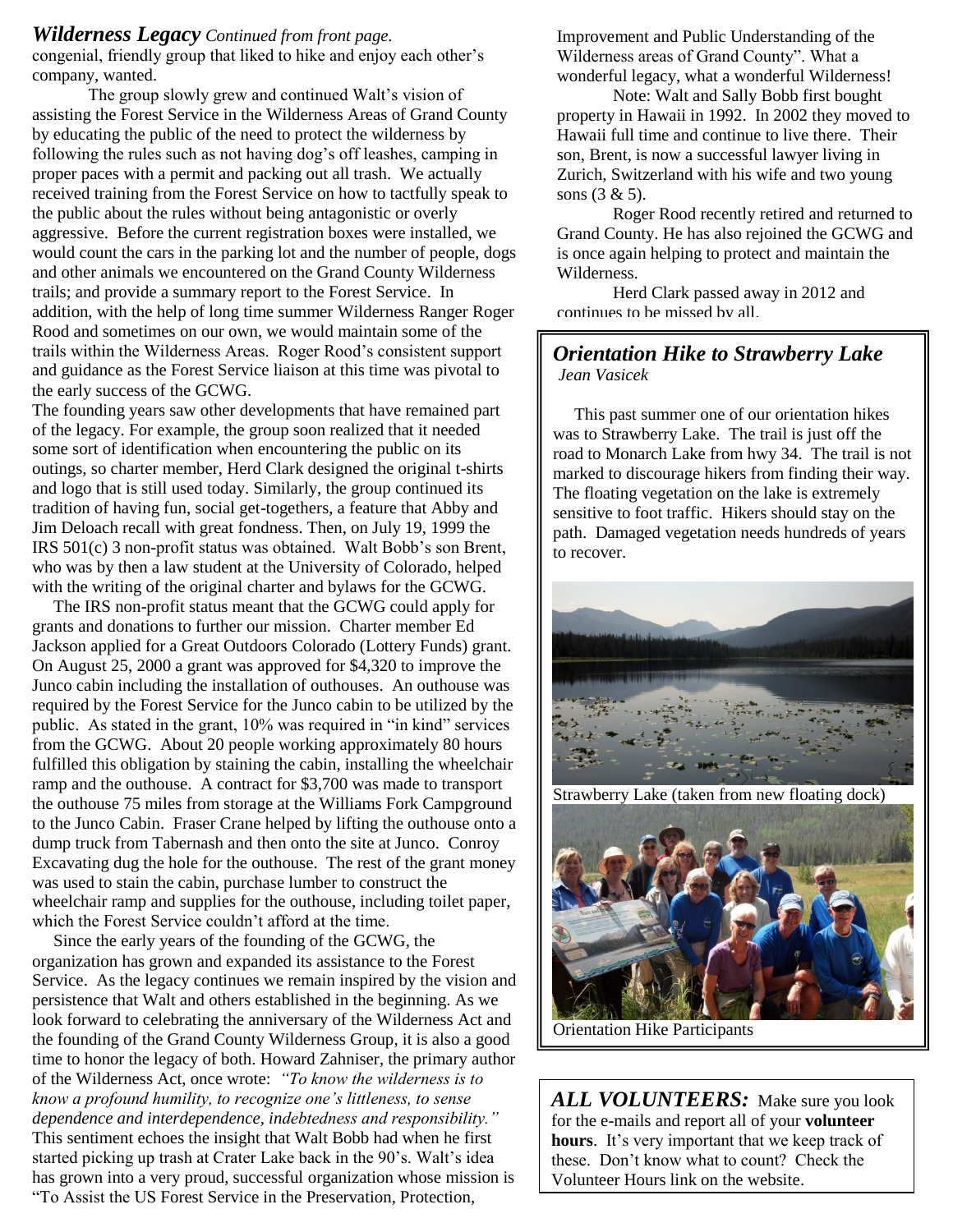*Wilderness Legacy* *Continued from front page.*

congenial, friendly group that liked to hike and enjoy each other's company, wanted.

The group slowly grew and continued Walt's vision of assisting the Forest Service in the Wilderness Areas of Grand County by educating the public of the need to protect the wilderness by following the rules such as not having dog's off leashes, camping in proper paces with a permit and packing out all trash. We actually received training from the Forest Service on how to tactfully speak to the public about the rules without being antagonistic or overly aggressive. Before the current registration boxes were installed, we would count the cars in the parking lot and the number of people, dogs and other animals we encountered on the Grand County Wilderness trails; and provide a summary report to the Forest Service. In addition, with the help of long time summer Wilderness Ranger Roger Rood and sometimes on our own, we would maintain some of the trails within the Wilderness Areas. Roger Rood's consistent support and guidance as the Forest Service liaison at this time was pivotal to the early success of the GCWG.

The founding years saw other developments that have remained part of the legacy. For example, the group soon realized that it needed some sort of identification when encountering the public on its outings, so charter member, Herd Clark designed the original t-shirts and logo that is still used today. Similarly, the group continued its tradition of having fun, social get-togethers, a feature that Abby and Jim Deloach recall with great fondness. Then, on July 19, 1999 the IRS 501(c) 3 non-profit status was obtained. Walt Bobb's son Brent, who was by then a law student at the University of Colorado, helped with the writing of the original charter and bylaws for the GCWG.

The IRS non-profit status meant that the GCWG could apply for grants and donations to further our mission. Charter member Ed Jackson applied for a Great Outdoors Colorado (Lottery Funds) grant. On August 25, 2000 a grant was approved for $4,320 to improve the Junco cabin including the installation of outhouses. An outhouse was required by the Forest Service for the Junco cabin to be utilized by the public. As stated in the grant, 10% was required in "in kind" services from the GCWG. About 20 people working approximately 80 hours fulfilled this obligation by staining the cabin, installing the wheelchair ramp and the outhouse. A contract for $3,700 was made to transport the outhouse 75 miles from storage at the Williams Fork Campground to the Junco Cabin. Fraser Crane helped by lifting the outhouse onto a dump truck from Tabernash and then onto the site at Junco. Conroy Excavating dug the hole for the outhouse. The rest of the grant money was used to stain the cabin, purchase lumber to construct the wheelchair ramp and supplies for the outhouse, including toilet paper, which the Forest Service couldn't afford at the time.

Since the early years of the founding of the GCWG, the organization has grown and expanded its assistance to the Forest Service. As the legacy continues we remain inspired by the vision and persistence that Walt and others established in the beginning. As we look forward to celebrating the anniversary of the Wilderness Act and the founding of the Grand County Wilderness Group, it is also a good time to honor the legacy of both. Howard Zahniser, the primary author of the Wilderness Act, once wrote: *"To know the wilderness is to know a profound humility, to recognize one's littleness, to sense dependence and interdependence, indebtedness and responsibility."* This sentiment echoes the insight that Walt Bobb had when he first started picking up trash at Crater Lake back in the 90's. Walt's idea has grown into a very proud, successful organization whose mission is "To Assist the US Forest Service in the Preservation, Protection, Improvement and Public Understanding of the Wilderness areas of Grand County". What a wonderful legacy, what a wonderful Wilderness!

Note: Walt and Sally Bobb first bought property in Hawaii in 1992. In 2002 they moved to Hawaii full time and continue to live there. Their son, Brent, is now a successful lawyer living in Zurich, Switzerland with his wife and two young sons (3 & 5).

Roger Rood recently retired and returned to Grand County. He has also rejoined the GCWG and is once again helping to protect and maintain the Wilderness.

Herd Clark passed away in 2012 and continues to be missed by all.

## *Orientation Hike to Strawberry Lake*

*Jean Vasicek*

This past summer one of our orientation hikes was to Strawberry Lake. The trail is just off the road to Monarch Lake from hwy 34. The trail is not marked to discourage hikers from finding their way. The floating vegetation on the lake is extremely sensitive to foot traffic. Hikers should stay on the path. Damaged vegetation needs hundreds of years to recover.

Strawberry Lake (taken from new floating dock)

Orientation Hike Participants

***ALL VOLUNTEERS:*** Make sure you look for the e-mails and report all of your **volunteer hours**. It's very important that we keep track of these. Don't know what to count? Check the Volunteer Hours link on the website.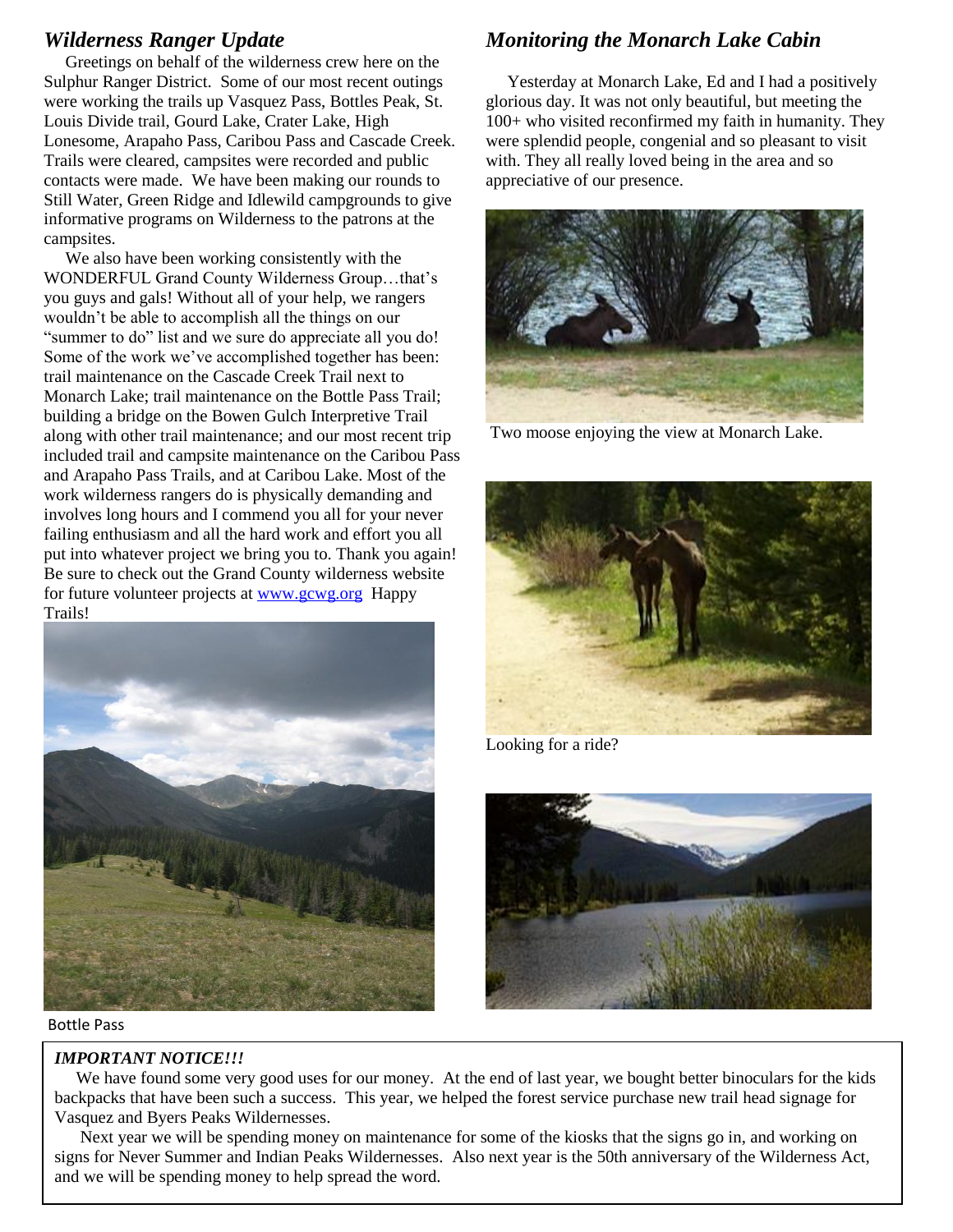## *Wilderness Ranger Update*

Greetings on behalf of the wilderness crew here on the Sulphur Ranger District. Some of our most recent outings were working the trails up Vasquez Pass, Bottles Peak, St. Louis Divide trail, Gourd Lake, Crater Lake, High Lonesome, Arapaho Pass, Caribou Pass and Cascade Creek. Trails were cleared, campsites were recorded and public contacts were made. We have been making our rounds to Still Water, Green Ridge and Idlewild campgrounds to give informative programs on Wilderness to the patrons at the campsites.

We also have been working consistently with the WONDERFUL Grand County Wilderness Group…that's you guys and gals! Without all of your help, we rangers wouldn't be able to accomplish all the things on our "summer to do" list and we sure do appreciate all you do! Some of the work we've accomplished together has been: trail maintenance on the Cascade Creek Trail next to Monarch Lake; trail maintenance on the Bottle Pass Trail; building a bridge on the Bowen Gulch Interpretive Trail along with other trail maintenance; and our most recent trip included trail and campsite maintenance on the Caribou Pass and Arapaho Pass Trails, and at Caribou Lake. Most of the work wilderness rangers do is physically demanding and involves long hours and I commend you all for your never failing enthusiasm and all the hard work and effort you all put into whatever project we bring you to. Thank you again! Be sure to check out the Grand County wilderness website for future volunteer projects at www.gcwg.org Happy Trails!

Bottle Pass

## *Monitoring the Monarch Lake Cabin*

Yesterday at Monarch Lake, Ed and I had a positively glorious day. It was not only beautiful, but meeting the 100+ who visited reconfirmed my faith in humanity. They were splendid people, congenial and so pleasant to visit with. They all really loved being in the area and so appreciative of our presence.

Two moose enjoying the view at Monarch Lake.

Looking for a ride?

***IMPORTANT NOTICE!!!***

We have found some very good uses for our money. At the end of last year, we bought better binoculars for the kids backpacks that have been such a success. This year, we helped the forest service purchase new trail head signage for Vasquez and Byers Peaks Wildernesses.

Next year we will be spending money on maintenance for some of the kiosks that the signs go in, and working on signs for Never Summer and Indian Peaks Wildernesses. Also next year is the 50th anniversary of the Wilderness Act, and we will be spending money to help spread the word.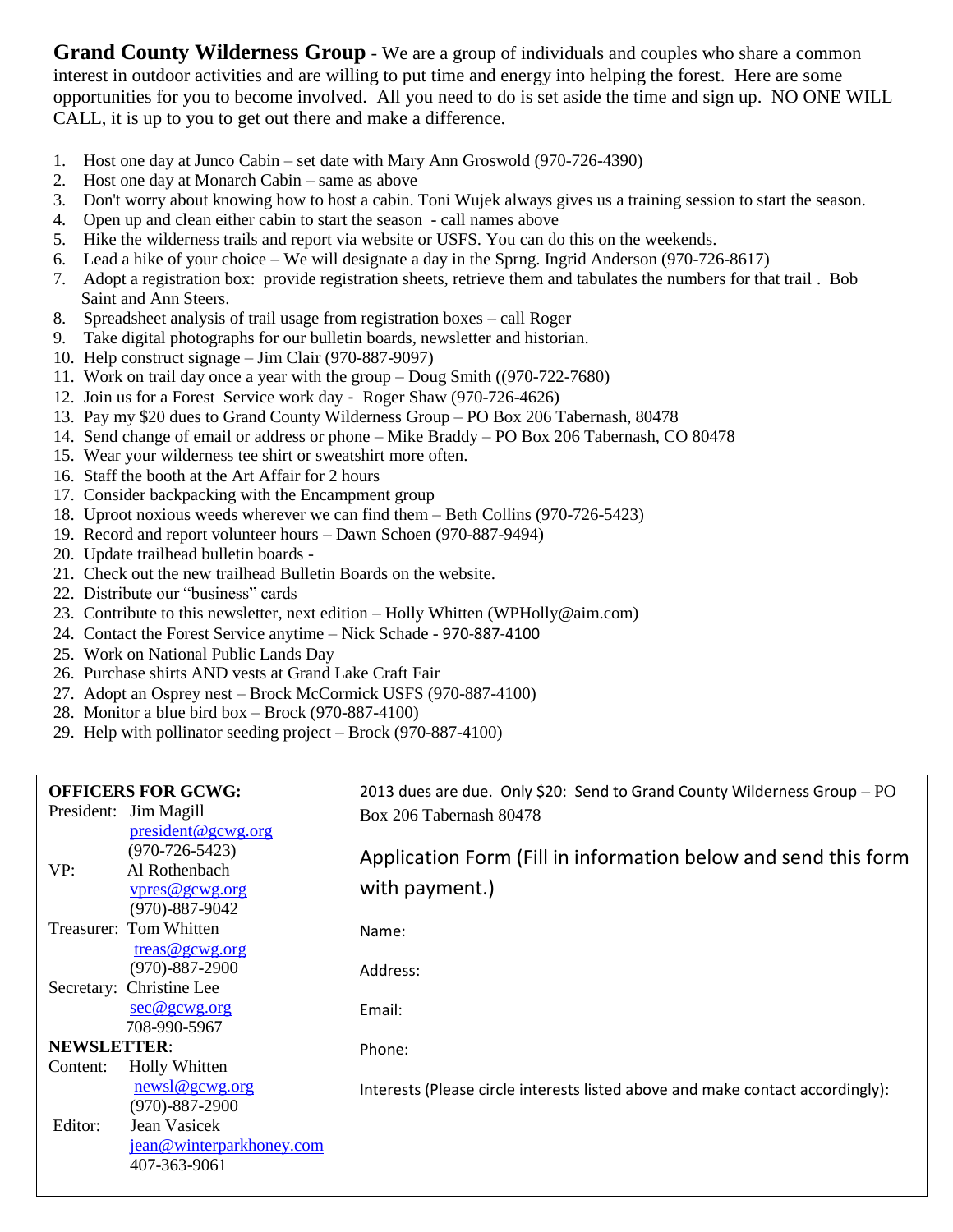**Grand County Wilderness Group** - We are a group of individuals and couples who share a common interest in outdoor activities and are willing to put time and energy into helping the forest. Here are some opportunities for you to become involved. All you need to do is set aside the time and sign up. NO ONE WILL CALL, it is up to you to get out there and make a difference.

1. Host one day at Junco Cabin – set date with Mary Ann Groswold (970-726-4390)
2. Host one day at Monarch Cabin – same as above
3. Don't worry about knowing how to host a cabin. Toni Wujek always gives us a training session to start the season.
4. Open up and clean either cabin to start the season - call names above
5. Hike the wilderness trails and report via website or USFS. You can do this on the weekends.
6. Lead a hike of your choice – We will designate a day in the Sprng. Ingrid Anderson (970-726-8617)
7. Adopt a registration box: provide registration sheets, retrieve them and tabulates the numbers for that trail . Bob Saint and Ann Steers.
8. Spreadsheet analysis of trail usage from registration boxes – call Roger
9. Take digital photographs for our bulletin boards, newsletter and historian.
10. Help construct signage – Jim Clair (970-887-9097)
11. Work on trail day once a year with the group – Doug Smith ((970-722-7680)
12. Join us for a Forest Service work day - Roger Shaw (970-726-4626)
13. Pay my $20 dues to Grand County Wilderness Group – PO Box 206 Tabernash, 80478
14. Send change of email or address or phone – Mike Braddy – PO Box 206 Tabernash, CO 80478
15. Wear your wilderness tee shirt or sweatshirt more often.
16. Staff the booth at the Art Affair for 2 hours
17. Consider backpacking with the Encampment group
18. Uproot noxious weeds wherever we can find them – Beth Collins (970-726-5423)
19. Record and report volunteer hours – Dawn Schoen (970-887-9494)
20. Update trailhead bulletin boards -
21. Check out the new trailhead Bulletin Boards on the website.
22. Distribute our "business" cards
23. Contribute to this newsletter, next edition – Holly Whitten (WPHolly@aim.com)
24. Contact the Forest Service anytime – Nick Schade - 970-887-4100
25. Work on National Public Lands Day
26. Purchase shirts AND vests at Grand Lake Craft Fair
27. Adopt an Osprey nest – Brock McCormick USFS (970-887-4100)
28. Monitor a blue bird box – Brock (970-887-4100)
29. Help with pollinator seeding project – Brock (970-887-4100)

**OFFICERS FOR GCWG:**

President: Jim Magill
president@gcwg.org
(970-726-5423)

VP: Al Rothenbach
vpres@gcwg.org
(970)-887-9042

Treasurer: Tom Whitten
treas@gcwg.org
(970)-887-2900

Secretary: Christine Lee
sec@gcwg.org
708-990-5967

**NEWSLETTER**:

Content: Holly Whitten
newsl@gcwg.org
(970)-887-2900

Editor: Jean Vasicek
jean@winterparkhoney.com
407-363-9061

2013 dues are due. Only $20: Send to Grand County Wilderness Group – PO Box 206 Tabernash 80478

Application Form (Fill in information below and send this form with payment.)

Name:

Address:

Email:

Phone:

Interests (Please circle interests listed above and make contact accordingly):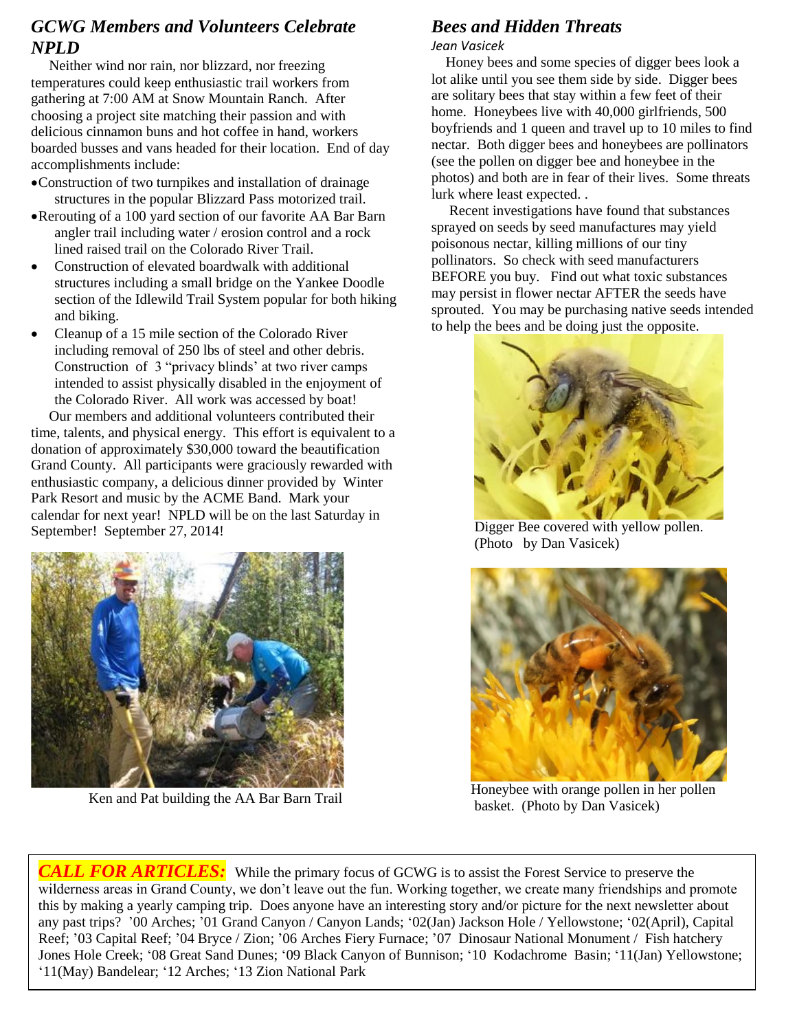## *GCWG Members and Volunteers Celebrate NPLD*

Neither wind nor rain, nor blizzard, nor freezing temperatures could keep enthusiastic trail workers from gathering at 7:00 AM at Snow Mountain Ranch. After choosing a project site matching their passion and with delicious cinnamon buns and hot coffee in hand, workers boarded busses and vans headed for their location. End of day accomplishments include:

- Construction of two turnpikes and installation of drainage structures in the popular Blizzard Pass motorized trail.
- Rerouting of a 100 yard section of our favorite AA Bar Barn angler trail including water / erosion control and a rock lined raised trail on the Colorado River Trail.
- Construction of elevated boardwalk with additional structures including a small bridge on the Yankee Doodle section of the Idlewild Trail System popular for both hiking and biking.
- Cleanup of a 15 mile section of the Colorado River including removal of 250 lbs of steel and other debris. Construction of 3 "privacy blinds' at two river camps intended to assist physically disabled in the enjoyment of the Colorado River. All work was accessed by boat!

Our members and additional volunteers contributed their time, talents, and physical energy. This effort is equivalent to a donation of approximately $30,000 toward the beautification Grand County. All participants were graciously rewarded with enthusiastic company, a delicious dinner provided by Winter Park Resort and music by the ACME Band. Mark your calendar for next year! NPLD will be on the last Saturday in September! September 27, 2014!

Ken and Pat building the AA Bar Barn Trail

## *Bees and Hidden Threats*

*Jean Vasicek*

Honey bees and some species of digger bees look a lot alike until you see them side by side. Digger bees are solitary bees that stay within a few feet of their home. Honeybees live with 40,000 girlfriends, 500 boyfriends and 1 queen and travel up to 10 miles to find nectar. Both digger bees and honeybees are pollinators (see the pollen on digger bee and honeybee in the photos) and both are in fear of their lives. Some threats lurk where least expected. .

Recent investigations have found that substances sprayed on seeds by seed manufactures may yield poisonous nectar, killing millions of our tiny pollinators. So check with seed manufacturers BEFORE you buy. Find out what toxic substances may persist in flower nectar AFTER the seeds have sprouted. You may be purchasing native seeds intended to help the bees and be doing just the opposite.

Digger Bee covered with yellow pollen. (Photo by Dan Vasicek)

Honeybee with orange pollen in her pollen basket. (Photo by Dan Vasicek)

***CALL FOR ARTICLES:*** While the primary focus of GCWG is to assist the Forest Service to preserve the wilderness areas in Grand County, we don't leave out the fun. Working together, we create many friendships and promote this by making a yearly camping trip. Does anyone have an interesting story and/or picture for the next newsletter about any past trips? '00 Arches; '01 Grand Canyon / Canyon Lands; '02(Jan) Jackson Hole / Yellowstone; '02(April), Capital Reef; '03 Capital Reef; '04 Bryce / Zion; '06 Arches Fiery Furnace; '07 Dinosaur National Monument / Fish hatchery Jones Hole Creek; '08 Great Sand Dunes; '09 Black Canyon of Bunnison; '10 Kodachrome Basin; '11(Jan) Yellowstone; '11(May) Bandelear; '12 Arches; '13 Zion National Park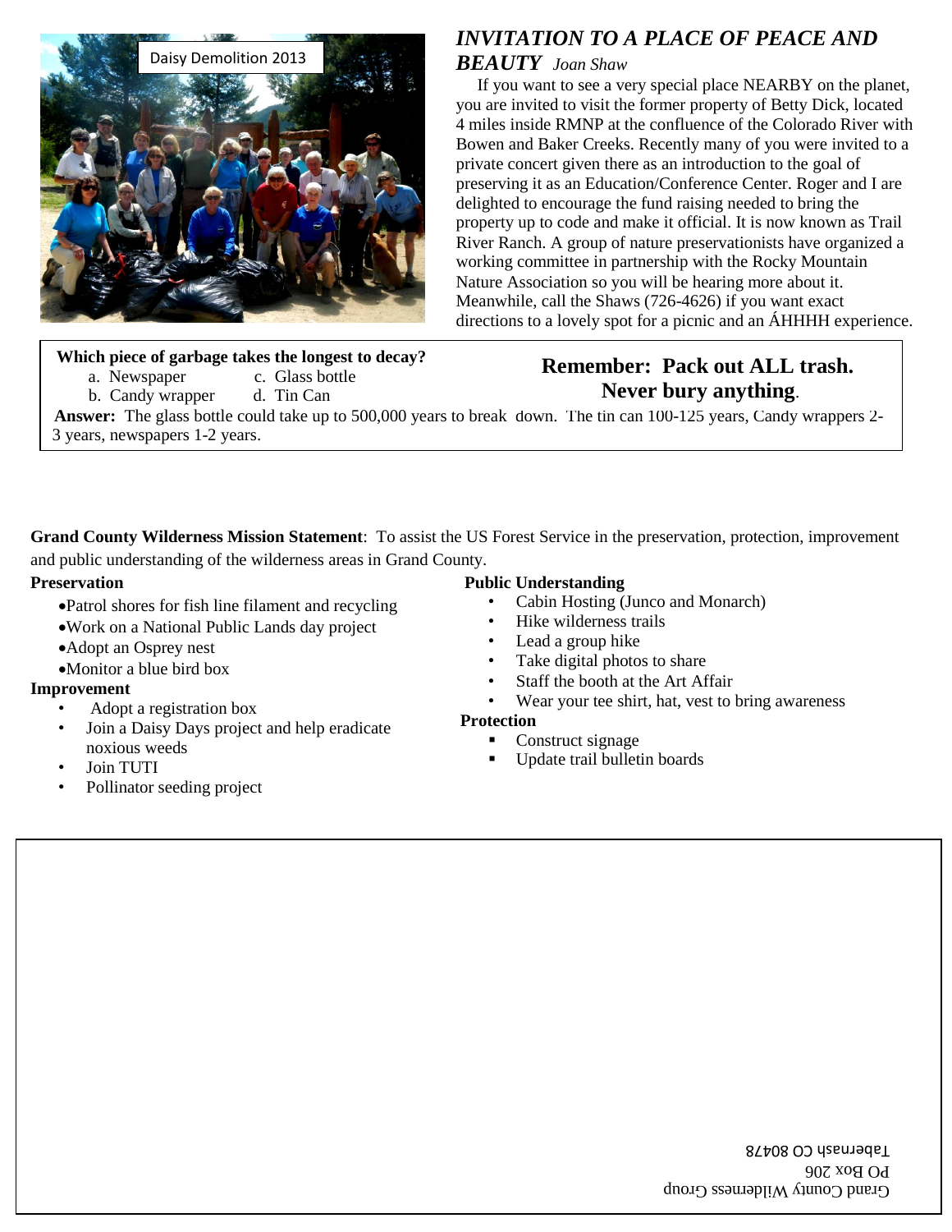Daisy Demolition 2013

## *INVITATION TO A PLACE OF PEACE AND BEAUTY* *Joan Shaw*

If you want to see a very special place NEARBY on the planet, you are invited to visit the former property of Betty Dick, located 4 miles inside RMNP at the confluence of the Colorado River with Bowen and Baker Creeks. Recently many of you were invited to a private concert given there as an introduction to the goal of preserving it as an Education/Conference Center. Roger and I are delighted to encourage the fund raising needed to bring the property up to code and make it official. It is now known as Trail River Ranch. A group of nature preservationists have organized a working committee in partnership with the Rocky Mountain Nature Association so you will be hearing more about it. Meanwhile, call the Shaws (726-4626) if you want exact directions to a lovely spot for a picnic and an ÁHHHH experience.

**Which piece of garbage takes the longest to decay?**

a. Newspaper
b. Candy wrapper
c. Glass bottle
d. Tin Can

**Remember: Pack out ALL trash. Never bury anything.**

**Answer:** The glass bottle could take up to 500,000 years to break down. The tin can 100-125 years, Candy wrappers 2-3 years, newspapers 1-2 years.

**Grand County Wilderness Mission Statement**: To assist the US Forest Service in the preservation, protection, improvement and public understanding of the wilderness areas in Grand County.

**Preservation**

- Patrol shores for fish line filament and recycling
- Work on a National Public Lands day project
- Adopt an Osprey nest
- Monitor a blue bird box

**Improvement**

- Adopt a registration box
- Join a Daisy Days project and help eradicate noxious weeds
- Join TUTI
- Pollinator seeding project

**Public Understanding**

- Cabin Hosting (Junco and Monarch)
- Hike wilderness trails
- Lead a group hike
- Take digital photos to share
- Staff the booth at the Art Affair
- Wear your tee shirt, hat, vest to bring awareness

**Protection**

- Construct signage
- Update trail bulletin boards

Grand County Wilderness Group
PO Box 206
Tabernash CO 80478